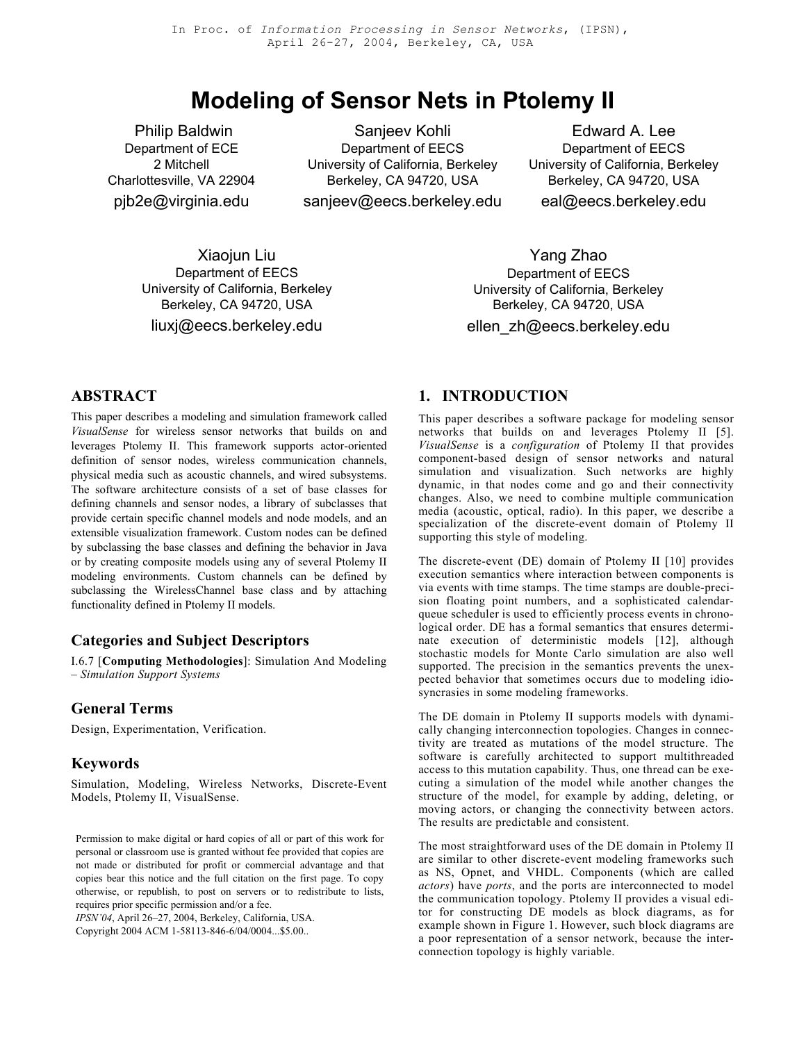In Proc. of *Information Processing in Sensor Networks*, (IPSN), April 26-27, 2004, Berkeley, CA, USA

# Modeling of Sensor Nets in Ptolemy II

Philip Baldwin
Department of ECE
2 Mitchell
Charlottesville, VA 22904
pjb2e@virginia.edu

Sanjeev Kohli
Department of EECS
University of California, Berkeley
Berkeley, CA 94720, USA
sanjeev@eecs.berkeley.edu

Edward A. Lee
Department of EECS
University of California, Berkeley
Berkeley, CA 94720, USA
eal@eecs.berkeley.edu

Xiaojun Liu
Department of EECS
University of California, Berkeley
Berkeley, CA 94720, USA
liuxj@eecs.berkeley.edu

Yang Zhao
Department of EECS
University of California, Berkeley
Berkeley, CA 94720, USA
ellen_zh@eecs.berkeley.edu

## ABSTRACT

This paper describes a modeling and simulation framework called *VisualSense* for wireless sensor networks that builds on and leverages Ptolemy II. This framework supports actor-oriented definition of sensor nodes, wireless communication channels, physical media such as acoustic channels, and wired subsystems. The software architecture consists of a set of base classes for defining channels and sensor nodes, a library of subclasses that provide certain specific channel models and node models, and an extensible visualization framework. Custom nodes can be defined by subclassing the base classes and defining the behavior in Java or by creating composite models using any of several Ptolemy II modeling environments. Custom channels can be defined by subclassing the WirelessChannel base class and by attaching functionality defined in Ptolemy II models.

### Categories and Subject Descriptors

I.6.7 [**Computing Methodologies**]: Simulation And Modeling – *Simulation Support Systems*

### General Terms

Design, Experimentation, Verification.

### Keywords

Simulation, Modeling, Wireless Networks, Discrete-Event Models, Ptolemy II, VisualSense.

Permission to make digital or hard copies of all or part of this work for personal or classroom use is granted without fee provided that copies are not made or distributed for profit or commercial advantage and that copies bear this notice and the full citation on the first page. To copy otherwise, or republish, to post on servers or to redistribute to lists, requires prior specific permission and/or a fee.
*IPSN'04*, April 26–27, 2004, Berkeley, California, USA.
Copyright 2004 ACM 1-58113-846-6/04/0004...$5.00..

## 1. INTRODUCTION

This paper describes a software package for modeling sensor networks that builds on and leverages Ptolemy II [5]. *VisualSense* is a *configuration* of Ptolemy II that provides component-based design of sensor networks and natural simulation and visualization. Such networks are highly dynamic, in that nodes come and go and their connectivity changes. Also, we need to combine multiple communication media (acoustic, optical, radio). In this paper, we describe a specialization of the discrete-event domain of Ptolemy II supporting this style of modeling.

The discrete-event (DE) domain of Ptolemy II [10] provides execution semantics where interaction between components is via events with time stamps. The time stamps are double-precision floating point numbers, and a sophisticated calendar-queue scheduler is used to efficiently process events in chronological order. DE has a formal semantics that ensures determinate execution of deterministic models [12], although stochastic models for Monte Carlo simulation are also well supported. The precision in the semantics prevents the unexpected behavior that sometimes occurs due to modeling idiosyncrasies in some modeling frameworks.

The DE domain in Ptolemy II supports models with dynamically changing interconnection topologies. Changes in connectivity are treated as mutations of the model structure. The software is carefully architected to support multithreaded access to this mutation capability. Thus, one thread can be executing a simulation of the model while another changes the structure of the model, for example by adding, deleting, or moving actors, or changing the connectivity between actors. The results are predictable and consistent.

The most straightforward uses of the DE domain in Ptolemy II are similar to other discrete-event modeling frameworks such as NS, Opnet, and VHDL. Components (which are called *actors*) have *ports*, and the ports are interconnected to model the communication topology. Ptolemy II provides a visual editor for constructing DE models as block diagrams, as for example shown in Figure 1. However, such block diagrams are a poor representation of a sensor network, because the interconnection topology is highly variable.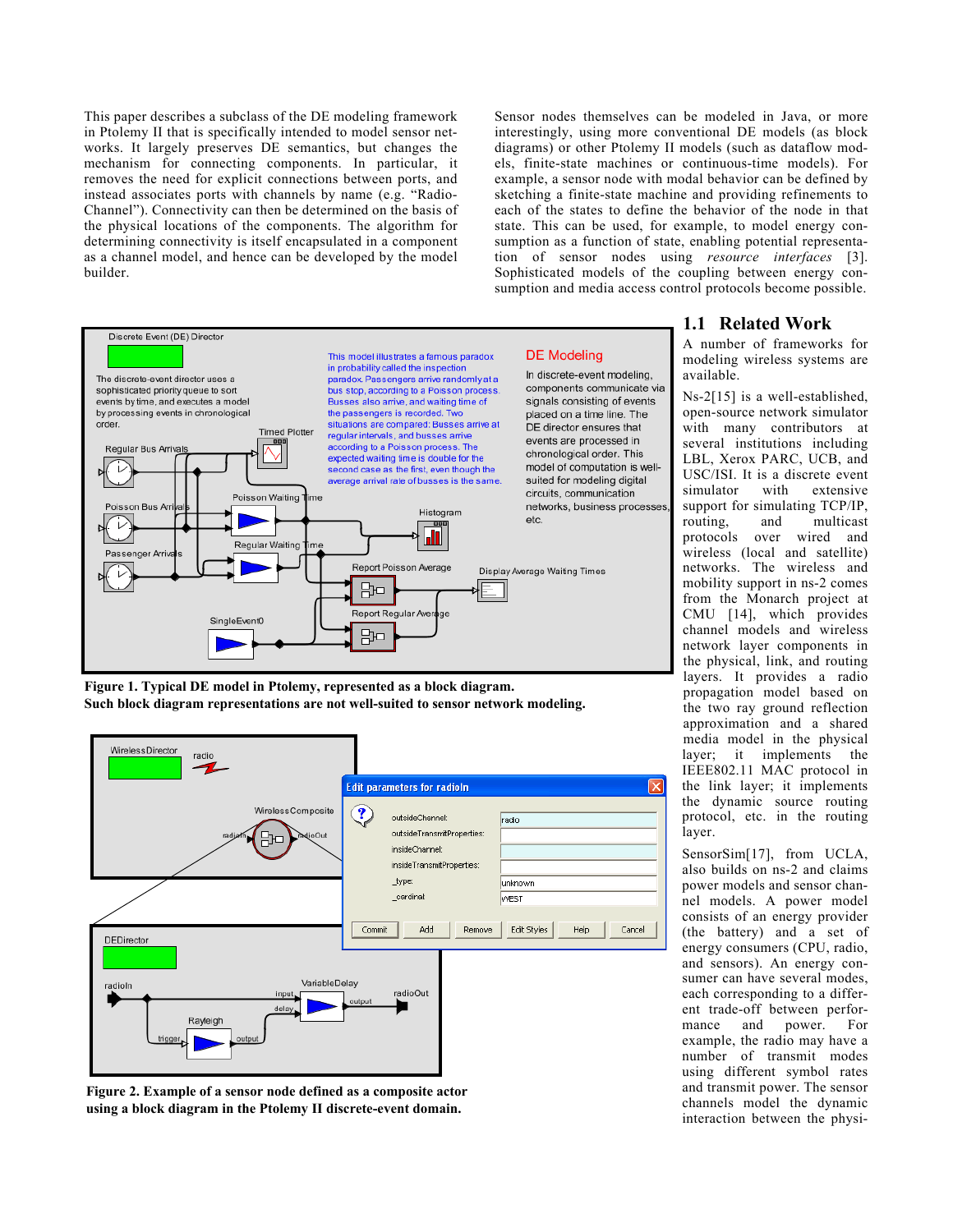This paper describes a subclass of the DE modeling framework in Ptolemy II that is specifically intended to model sensor networks. It largely preserves DE semantics, but changes the mechanism for connecting components. In particular, it removes the need for explicit connections between ports, and instead associates ports with channels by name (e.g. "RadioChannel"). Connectivity can then be determined on the basis of the physical locations of the components. The algorithm for determining connectivity is itself encapsulated in a component as a channel model, and hence can be developed by the model builder.

Sensor nodes themselves can be modeled in Java, or more interestingly, using more conventional DE models (as block diagrams) or other Ptolemy II models (such as dataflow models, finite-state machines or continuous-time models). For example, a sensor node with modal behavior can be defined by sketching a finite-state machine and providing refinements to each of the states to define the behavior of the node in that state. This can be used, for example, to model energy consumption as a function of state, enabling potential representation of sensor nodes using *resource interfaces* [3]. Sophisticated models of the coupling between energy consumption and media access control protocols become possible.

**Figure 1. Typical DE model in Ptolemy, represented as a block diagram. Such block diagram representations are not well-suited to sensor network modeling.**

**Figure 2. Example of a sensor node defined as a composite actor using a block diagram in the Ptolemy II discrete-event domain.**

## 1.1 Related Work

A number of frameworks for modeling wireless systems are available.

Ns-2[15] is a well-established, open-source network simulator with many contributors at several institutions including LBL, Xerox PARC, UCB, and USC/ISI. It is a discrete event simulator with extensive support for simulating TCP/IP, routing, and multicast protocols over wired and wireless (local and satellite) networks. The wireless and mobility support in ns-2 comes from the Monarch project at CMU [14], which provides channel models and wireless network layer components in the physical, link, and routing layers. It provides a radio propagation model based on the two ray ground reflection approximation and a shared media model in the physical layer; it implements the IEEE802.11 MAC protocol in the link layer; it implements the dynamic source routing protocol, etc. in the routing layer.

SensorSim[17], from UCLA, also builds on ns-2 and claims power models and sensor channel models. A power model consists of an energy provider (the battery) and a set of energy consumers (CPU, radio, and sensors). An energy consumer can have several modes, each corresponding to a different trade-off between performance and power. For example, the radio may have a number of transmit modes using different symbol rates and transmit power. The sensor channels model the dynamic interaction between the physi-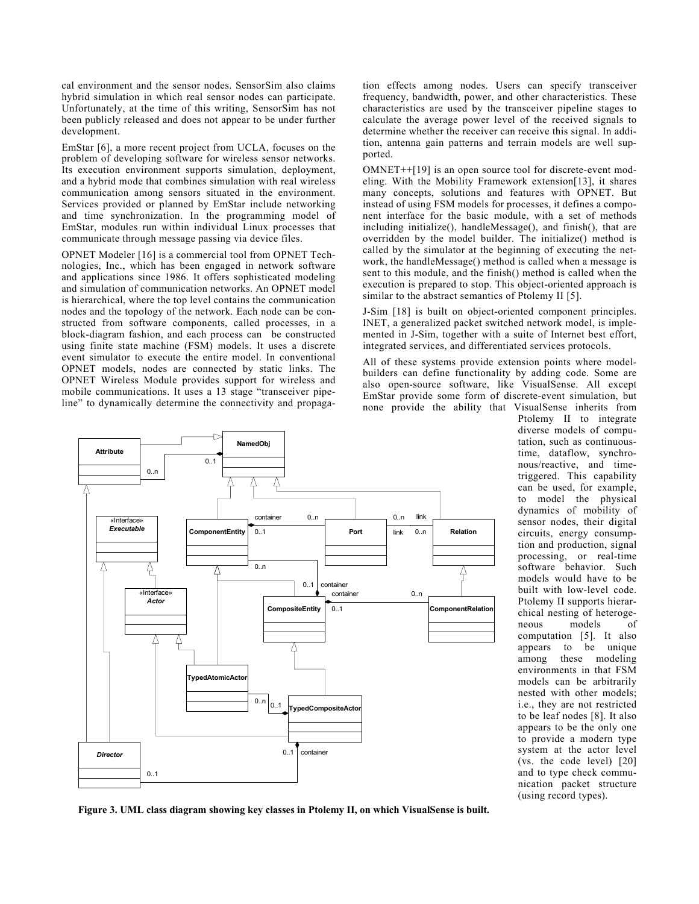cal environment and the sensor nodes. SensorSim also claims hybrid simulation in which real sensor nodes can participate. Unfortunately, at the time of this writing, SensorSim has not been publicly released and does not appear to be under further development.

EmStar [6], a more recent project from UCLA, focuses on the problem of developing software for wireless sensor networks. Its execution environment supports simulation, deployment, and a hybrid mode that combines simulation with real wireless communication among sensors situated in the environment. Services provided or planned by EmStar include networking and time synchronization. In the programming model of EmStar, modules run within individual Linux processes that communicate through message passing via device files.

OPNET Modeler [16] is a commercial tool from OPNET Technologies, Inc., which has been engaged in network software and applications since 1986. It offers sophisticated modeling and simulation of communication networks. An OPNET model is hierarchical, where the top level contains the communication nodes and the topology of the network. Each node can be constructed from software components, called processes, in a block-diagram fashion, and each process can be constructed using finite state machine (FSM) models. It uses a discrete event simulator to execute the entire model. In conventional OPNET models, nodes are connected by static links. The OPNET Wireless Module provides support for wireless and mobile communications. It uses a 13 stage "transceiver pipeline" to dynamically determine the connectivity and propagation effects among nodes. Users can specify transceiver frequency, bandwidth, power, and other characteristics. These characteristics are used by the transceiver pipeline stages to calculate the average power level of the received signals to determine whether the receiver can receive this signal. In addition, antenna gain patterns and terrain models are well supported.

OMNET++[19] is an open source tool for discrete-event modeling. With the Mobility Framework extension[13], it shares many concepts, solutions and features with OPNET. But instead of using FSM models for processes, it defines a component interface for the basic module, with a set of methods including initialize(), handleMessage(), and finish(), that are overridden by the model builder. The initialize() method is called by the simulator at the beginning of executing the network, the handleMessage() method is called when a message is sent to this module, and the finish() method is called when the execution is prepared to stop. This object-oriented approach is similar to the abstract semantics of Ptolemy II [5].

J-Sim [18] is built on object-oriented component principles. INET, a generalized packet switched network model, is implemented in J-Sim, together with a suite of Internet best effort, integrated services, and differentiated services protocols.

All of these systems provide extension points where model-builders can define functionality by adding code. Some are also open-source software, like VisualSense. All except EmStar provide some form of discrete-event simulation, but none provide the ability that VisualSense inherits from Ptolemy II to integrate diverse models of computation, such as continuous-time, dataflow, synchronous/reactive, and time-triggered. This capability can be used, for example, to model the physical dynamics of mobility of sensor nodes, their digital circuits, energy consumption and production, signal processing, or real-time software behavior. Such models would have to be built with low-level code. Ptolemy II supports hierarchical nesting of heterogeneous models of computation [5]. It also appears to be unique among these modeling environments in that FSM models can be arbitrarily nested with other models; i.e., they are not restricted to be leaf nodes [8]. It also appears to be the only one to provide a modern type system at the actor level (vs. the code level) [20] and to type check communication packet structure (using record types).

**Figure 3. UML class diagram showing key classes in Ptolemy II, on which VisualSense is built.**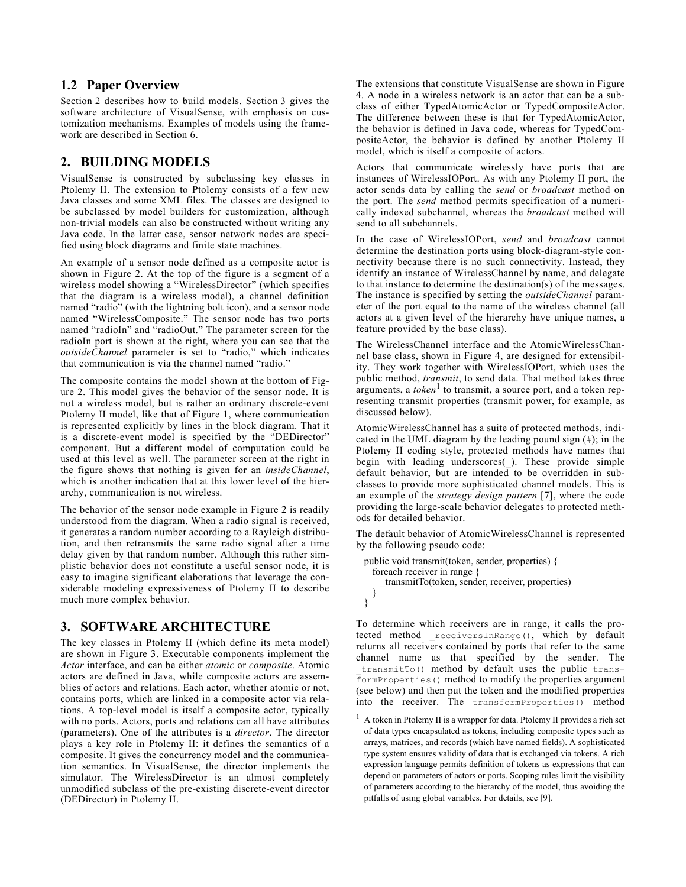## 1.2 Paper Overview

Section 2 describes how to build models. Section 3 gives the software architecture of VisualSense, with emphasis on customization mechanisms. Examples of models using the framework are described in Section 6.

## 2. BUILDING MODELS

VisualSense is constructed by subclassing key classes in Ptolemy II. The extension to Ptolemy consists of a few new Java classes and some XML files. The classes are designed to be subclassed by model builders for customization, although non-trivial models can also be constructed without writing any Java code. In the latter case, sensor network nodes are specified using block diagrams and finite state machines.

An example of a sensor node defined as a composite actor is shown in Figure 2. At the top of the figure is a segment of a wireless model showing a "WirelessDirector" (which specifies that the diagram is a wireless model), a channel definition named "radio" (with the lightning bolt icon), and a sensor node named "WirelessComposite." The sensor node has two ports named "radioIn" and "radioOut." The parameter screen for the radioIn port is shown at the right, where you can see that the *outsideChannel* parameter is set to "radio," which indicates that communication is via the channel named "radio."

The composite contains the model shown at the bottom of Figure 2. This model gives the behavior of the sensor node. It is not a wireless model, but is rather an ordinary discrete-event Ptolemy II model, like that of Figure 1, where communication is represented explicitly by lines in the block diagram. That it is a discrete-event model is specified by the "DEDirector" component. But a different model of computation could be used at this level as well. The parameter screen at the right in the figure shows that nothing is given for an *insideChannel*, which is another indication that at this lower level of the hierarchy, communication is not wireless.

The behavior of the sensor node example in Figure 2 is readily understood from the diagram. When a radio signal is received, it generates a random number according to a Rayleigh distribution, and then retransmits the same radio signal after a time delay given by that random number. Although this rather simplistic behavior does not constitute a useful sensor node, it is easy to imagine significant elaborations that leverage the considerable modeling expressiveness of Ptolemy II to describe much more complex behavior.

## 3. SOFTWARE ARCHITECTURE

The key classes in Ptolemy II (which define its meta model) are shown in Figure 3. Executable components implement the *Actor* interface, and can be either *atomic* or *composite*. Atomic actors are defined in Java, while composite actors are assemblies of actors and relations. Each actor, whether atomic or not, contains ports, which are linked in a composite actor via relations. A top-level model is itself a composite actor, typically with no ports. Actors, ports and relations can all have attributes (parameters). One of the attributes is a *director*. The director plays a key role in Ptolemy II: it defines the semantics of a composite. It gives the concurrency model and the communication semantics. In VisualSense, the director implements the simulator. The WirelessDirector is an almost completely unmodified subclass of the pre-existing discrete-event director (DEDirector) in Ptolemy II.

The extensions that constitute VisualSense are shown in Figure 4. A node in a wireless network is an actor that can be a subclass of either TypedAtomicActor or TypedCompositeActor. The difference between these is that for TypedAtomicActor, the behavior is defined in Java code, whereas for TypedCompositeActor, the behavior is defined by another Ptolemy II model, which is itself a composite of actors.

Actors that communicate wirelessly have ports that are instances of WirelessIOPort. As with any Ptolemy II port, the actor sends data by calling the *send* or *broadcast* method on the port. The *send* method permits specification of a numerically indexed subchannel, whereas the *broadcast* method will send to all subchannels.

In the case of WirelessIOPort, *send* and *broadcast* cannot determine the destination ports using block-diagram-style connectivity because there is no such connectivity. Instead, they identify an instance of WirelessChannel by name, and delegate to that instance to determine the destination(s) of the messages. The instance is specified by setting the *outsideChannel* parameter of the port equal to the name of the wireless channel (all actors at a given level of the hierarchy have unique names, a feature provided by the base class).

The WirelessChannel interface and the AtomicWirelessChannel base class, shown in Figure 4, are designed for extensibility. They work together with WirelessIOPort, which uses the public method, *transmit*, to send data. That method takes three arguments, a *token*[1] to transmit, a source port, and a token representing transmit properties (transmit power, for example, as discussed below).

AtomicWirelessChannel has a suite of protected methods, indicated in the UML diagram by the leading pound sign (`#`); in the Ptolemy II coding style, protected methods have names that begin with leading underscores(_). These provide simple default behavior, but are intended to be overridden in subclasses to provide more sophisticated channel models. This is an example of the *strategy design pattern* [7], where the code providing the large-scale behavior delegates to protected methods for detailed behavior.

The default behavior of AtomicWirelessChannel is represented by the following pseudo code:

```
public void transmit(token, sender, properties) {
  foreach receiver in range {
    _transmitTo(token, sender, receiver, properties)
  }
}
```

To determine which receivers are in range, it calls the protected method `_receiversInRange()`, which by default returns all receivers contained by ports that refer to the same channel name as that specified by the sender. The `_transmitTo()` method by default uses the public `transformProperties()` method to modify the properties argument (see below) and then put the token and the modified properties into the receiver. The `transformProperties()` method

[1] A token in Ptolemy II is a wrapper for data. Ptolemy II provides a rich set of data types encapsulated as tokens, including composite types such as arrays, matrices, and records (which have named fields). A sophisticated type system ensures validity of data that is exchanged via tokens. A rich expression language permits definition of tokens as expressions that can depend on parameters of actors or ports. Scoping rules limit the visibility of parameters according to the hierarchy of the model, thus avoiding the pitfalls of using global variables. For details, see [9].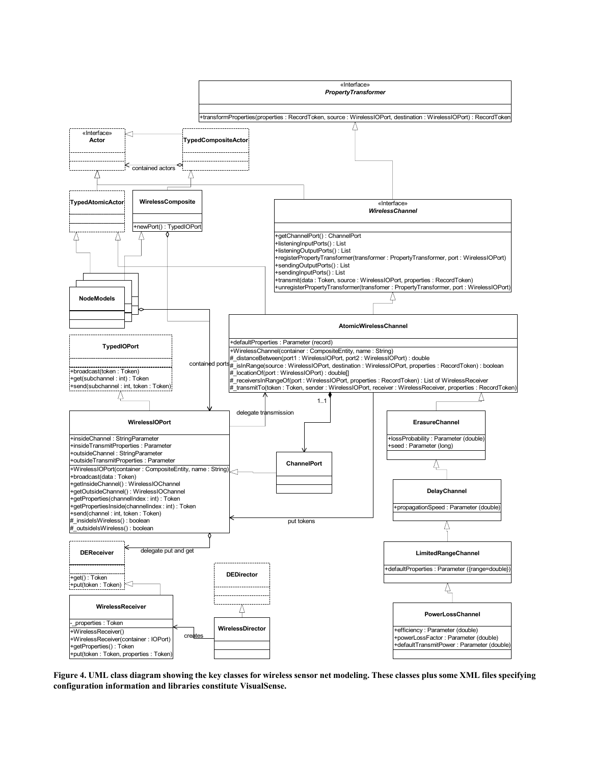**Figure 4. UML class diagram showing the key classes for wireless sensor net modeling. These classes plus some XML files specifying configuration information and libraries constitute VisualSense.**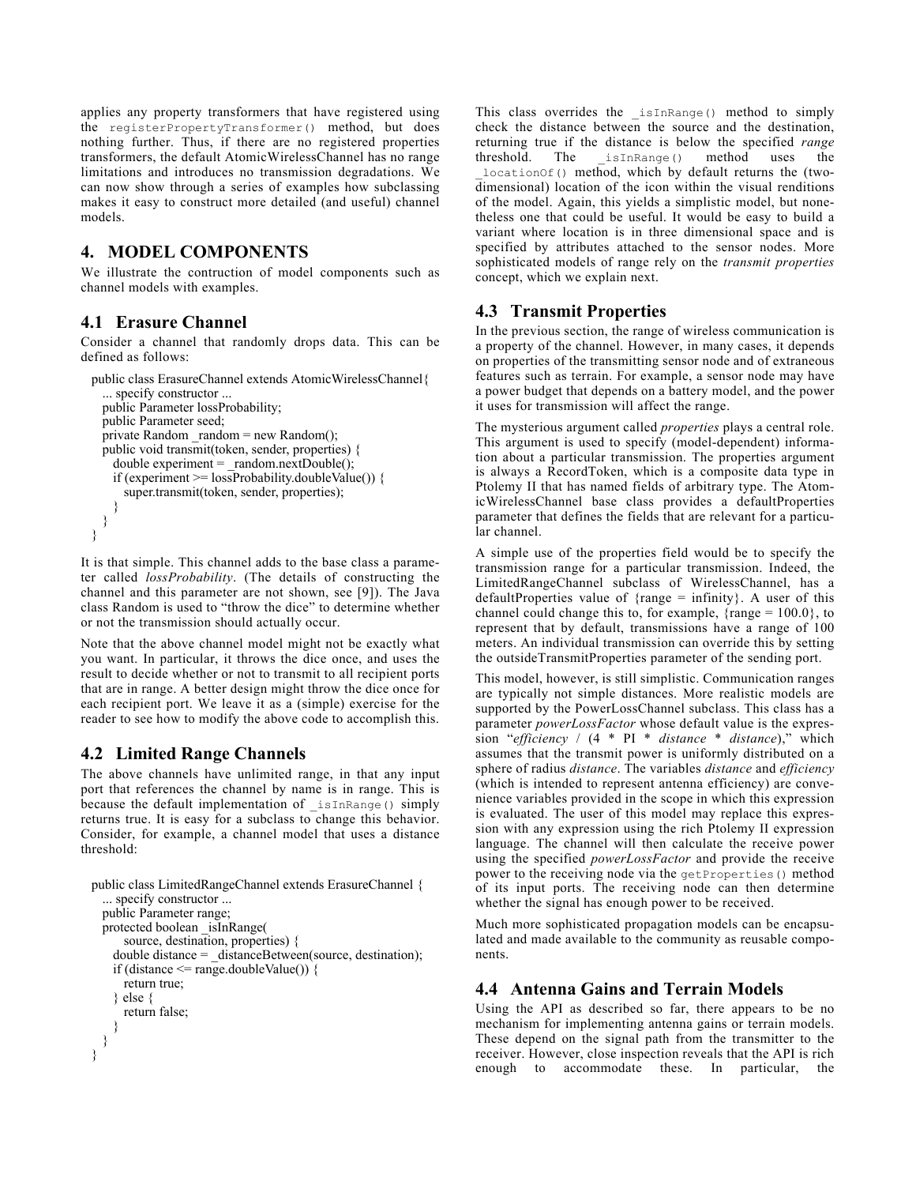applies any property transformers that have registered using the `registerPropertyTransformer()` method, but does nothing further. Thus, if there are no registered properties transformers, the default AtomicWirelessChannel has no range limitations and introduces no transmission degradations. We can now show through a series of examples how subclassing makes it easy to construct more detailed (and useful) channel models.

## 4. MODEL COMPONENTS

We illustrate the contruction of model components such as channel models with examples.

### 4.1 Erasure Channel

Consider a channel that randomly drops data. This can be defined as follows:

```
public class ErasureChannel extends AtomicWirelessChannel{
   ... specify constructor ...
   public Parameter lossProbability;
   public Parameter seed;
   private Random _random = new Random();
   public void transmit(token, sender, properties) {
      double experiment = _random.nextDouble();
      if (experiment >= lossProbability.doubleValue()) {
         super.transmit(token, sender, properties);
      }
   }
}
```

It is that simple. This channel adds to the base class a parameter called *lossProbability*. (The details of constructing the channel and this parameter are not shown, see [9]). The Java class Random is used to "throw the dice" to determine whether or not the transmission should actually occur.

Note that the above channel model might not be exactly what you want. In particular, it throws the dice once, and uses the result to decide whether or not to transmit to all recipient ports that are in range. A better design might throw the dice once for each recipient port. We leave it as a (simple) exercise for the reader to see how to modify the above code to accomplish this.

### 4.2 Limited Range Channels

The above channels have unlimited range, in that any input port that references the channel by name is in range. This is because the default implementation of `_isInRange()` simply returns true. It is easy for a subclass to change this behavior. Consider, for example, a channel model that uses a distance threshold:

```
public class LimitedRangeChannel extends ErasureChannel {
   ... specify constructor ...
   public Parameter range;
   protected boolean _isInRange(
         source, destination, properties) {
      double distance = _distanceBetween(source, destination);
      if (distance <= range.doubleValue()) {
         return true;
      } else {
         return false;
      }
   }
}
```

This class overrides the `_isInRange()` method to simply check the distance between the source and the destination, returning true if the distance is below the specified *range* threshold. The `_isInRange()` method uses the `_locationOf()` method, which by default returns the (two-dimensional) location of the icon within the visual renditions of the model. Again, this yields a simplistic model, but nonetheless one that could be useful. It would be easy to build a variant where location is in three dimensional space and is specified by attributes attached to the sensor nodes. More sophisticated models of range rely on the *transmit properties* concept, which we explain next.

### 4.3 Transmit Properties

In the previous section, the range of wireless communication is a property of the channel. However, in many cases, it depends on properties of the transmitting sensor node and of extraneous features such as terrain. For example, a sensor node may have a power budget that depends on a battery model, and the power it uses for transmission will affect the range.

The mysterious argument called *properties* plays a central role. This argument is used to specify (model-dependent) information about a particular transmission. The properties argument is always a RecordToken, which is a composite data type in Ptolemy II that has named fields of arbitrary type. The AtomicWirelessChannel base class provides a defaultProperties parameter that defines the fields that are relevant for a particular channel.

A simple use of the properties field would be to specify the transmission range for a particular transmission. Indeed, the LimitedRangeChannel subclass of WirelessChannel, has a defaultProperties value of {range = infinity}. A user of this channel could change this to, for example, {range = 100.0}, to represent that by default, transmissions have a range of 100 meters. An individual transmission can override this by setting the outsideTransmitProperties parameter of the sending port.

This model, however, is still simplistic. Communication ranges are typically not simple distances. More realistic models are supported by the PowerLossChannel subclass. This class has a parameter *powerLossFactor* whose default value is the expression "*efficiency* / (4 * PI * *distance* * *distance*)," which assumes that the transmit power is uniformly distributed on a sphere of radius *distance*. The variables *distance* and *efficiency* (which is intended to represent antenna efficiency) are convenience variables provided in the scope in which this expression is evaluated. The user of this model may replace this expression with any expression using the rich Ptolemy II expression language. The channel will then calculate the receive power using the specified *powerLossFactor* and provide the receive power to the receiving node via the `getProperties()` method of its input ports. The receiving node can then determine whether the signal has enough power to be received.

Much more sophisticated propagation models can be encapsulated and made available to the community as reusable components.

### 4.4 Antenna Gains and Terrain Models

Using the API as described so far, there appears to be no mechanism for implementing antenna gains or terrain models. These depend on the signal path from the transmitter to the receiver. However, close inspection reveals that the API is rich enough to accommodate these. In particular, the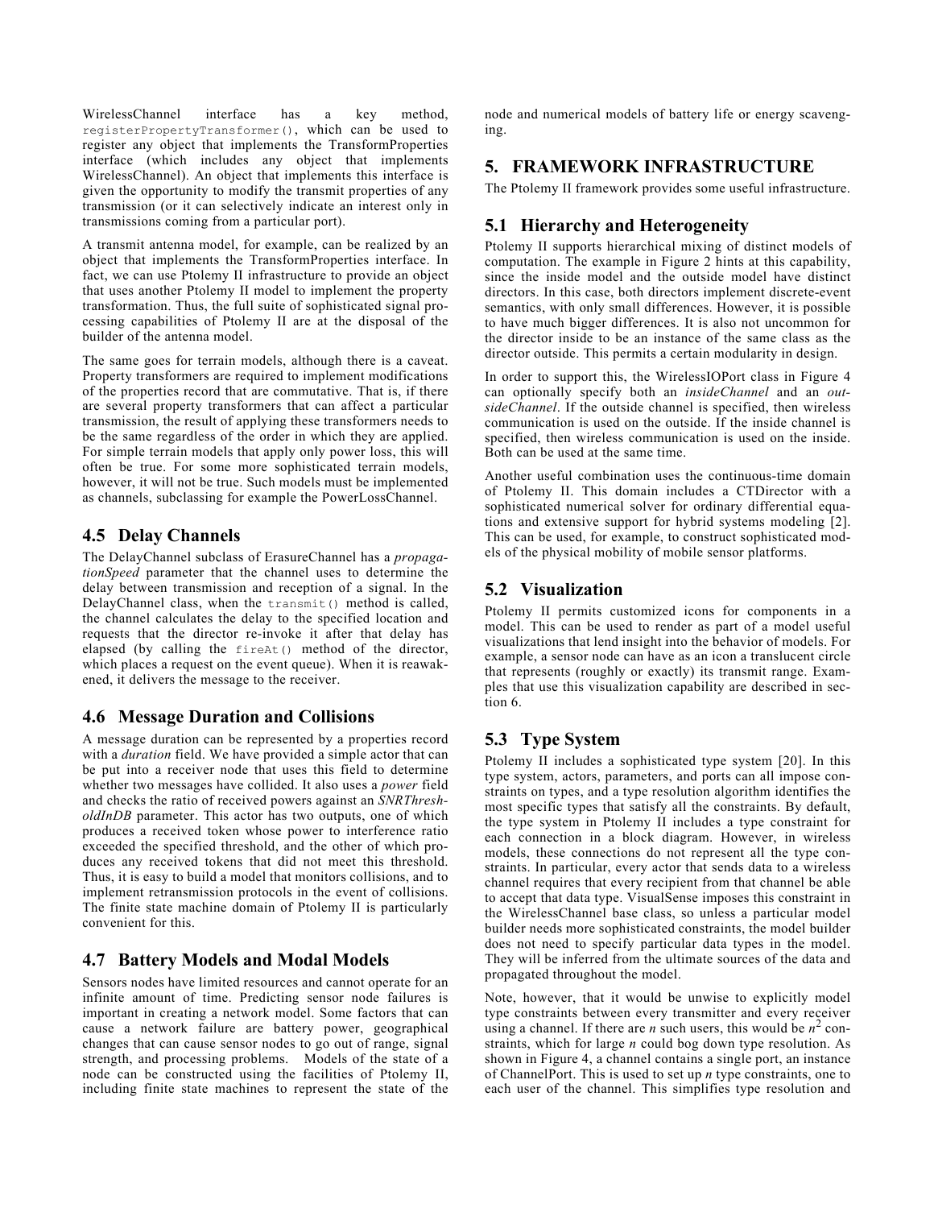WirelessChannel interface has a key method, `registerPropertyTransformer()`, which can be used to register any object that implements the TransformProperties interface (which includes any object that implements WirelessChannel). An object that implements this interface is given the opportunity to modify the transmit properties of any transmission (or it can selectively indicate an interest only in transmissions coming from a particular port).

A transmit antenna model, for example, can be realized by an object that implements the TransformProperties interface. In fact, we can use Ptolemy II infrastructure to provide an object that uses another Ptolemy II model to implement the property transformation. Thus, the full suite of sophisticated signal processing capabilities of Ptolemy II are at the disposal of the builder of the antenna model.

The same goes for terrain models, although there is a caveat. Property transformers are required to implement modifications of the properties record that are commutative. That is, if there are several property transformers that can affect a particular transmission, the result of applying these transformers needs to be the same regardless of the order in which they are applied. For simple terrain models that apply only power loss, this will often be true. For some more sophisticated terrain models, however, it will not be true. Such models must be implemented as channels, subclassing for example the PowerLossChannel.

## 4.5 Delay Channels

The DelayChannel subclass of ErasureChannel has a *propagationSpeed* parameter that the channel uses to determine the delay between transmission and reception of a signal. In the DelayChannel class, when the `transmit()` method is called, the channel calculates the delay to the specified location and requests that the director re-invoke it after that delay has elapsed (by calling the `fireAt()` method of the director, which places a request on the event queue). When it is reawakened, it delivers the message to the receiver.

## 4.6 Message Duration and Collisions

A message duration can be represented by a properties record with a *duration* field. We have provided a simple actor that can be put into a receiver node that uses this field to determine whether two messages have collided. It also uses a *power* field and checks the ratio of received powers against an *SNRThresholdInDB* parameter. This actor has two outputs, one of which produces a received token whose power to interference ratio exceeded the specified threshold, and the other of which produces any received tokens that did not meet this threshold. Thus, it is easy to build a model that monitors collisions, and to implement retransmission protocols in the event of collisions. The finite state machine domain of Ptolemy II is particularly convenient for this.

## 4.7 Battery Models and Modal Models

Sensors nodes have limited resources and cannot operate for an infinite amount of time. Predicting sensor node failures is important in creating a network model. Some factors that can cause a network failure are battery power, geographical changes that can cause sensor nodes to go out of range, signal strength, and processing problems. Models of the state of a node can be constructed using the facilities of Ptolemy II, including finite state machines to represent the state of the node and numerical models of battery life or energy scavenging.

# 5. FRAMEWORK INFRASTRUCTURE

The Ptolemy II framework provides some useful infrastructure.

## 5.1 Hierarchy and Heterogeneity

Ptolemy II supports hierarchical mixing of distinct models of computation. The example in Figure 2 hints at this capability, since the inside model and the outside model have distinct directors. In this case, both directors implement discrete-event semantics, with only small differences. However, it is possible to have much bigger differences. It is also not uncommon for the director inside to be an instance of the same class as the director outside. This permits a certain modularity in design.

In order to support this, the WirelessIOPort class in Figure 4 can optionally specify both an *insideChannel* and an *outsideChannel*. If the outside channel is specified, then wireless communication is used on the outside. If the inside channel is specified, then wireless communication is used on the inside. Both can be used at the same time.

Another useful combination uses the continuous-time domain of Ptolemy II. This domain includes a CTDirector with a sophisticated numerical solver for ordinary differential equations and extensive support for hybrid systems modeling [2]. This can be used, for example, to construct sophisticated models of the physical mobility of mobile sensor platforms.

## 5.2 Visualization

Ptolemy II permits customized icons for components in a model. This can be used to render as part of a model useful visualizations that lend insight into the behavior of models. For example, a sensor node can have as an icon a translucent circle that represents (roughly or exactly) its transmit range. Examples that use this visualization capability are described in section 6.

## 5.3 Type System

Ptolemy II includes a sophisticated type system [20]. In this type system, actors, parameters, and ports can all impose constraints on types, and a type resolution algorithm identifies the most specific types that satisfy all the constraints. By default, the type system in Ptolemy II includes a type constraint for each connection in a block diagram. However, in wireless models, these connections do not represent all the type constraints. In particular, every actor that sends data to a wireless channel requires that every recipient from that channel be able to accept that data type. VisualSense imposes this constraint in the WirelessChannel base class, so unless a particular model builder needs more sophisticated constraints, the model builder does not need to specify particular data types in the model. They will be inferred from the ultimate sources of the data and propagated throughout the model.

Note, however, that it would be unwise to explicitly model type constraints between every transmitter and every receiver using a channel. If there are $n$ such users, this would be $n^2$ constraints, which for large $n$ could bog down type resolution. As shown in Figure 4, a channel contains a single port, an instance of ChannelPort. This is used to set up $n$ type constraints, one to each user of the channel. This simplifies type resolution and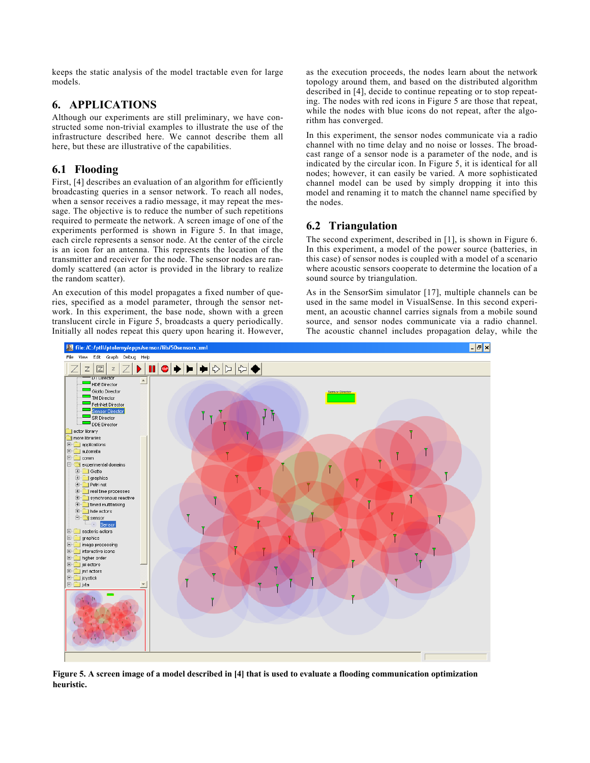keeps the static analysis of the model tractable even for large models.

## 6. APPLICATIONS

Although our experiments are still preliminary, we have constructed some non-trivial examples to illustrate the use of the infrastructure described here. We cannot describe them all here, but these are illustrative of the capabilities.

### 6.1 Flooding

First, [4] describes an evaluation of an algorithm for efficiently broadcasting queries in a sensor network. To reach all nodes, when a sensor receives a radio message, it may repeat the message. The objective is to reduce the number of such repetitions required to permeate the network. A screen image of one of the experiments performed is shown in Figure 5. In that image, each circle represents a sensor node. At the center of the circle is an icon for an antenna. This represents the location of the transmitter and receiver for the node. The sensor nodes are randomly scattered (an actor is provided in the library to realize the random scatter).

An execution of this model propagates a fixed number of queries, specified as a model parameter, through the sensor network. In this experiment, the base node, shown with a green translucent circle in Figure 5, broadcasts a query periodically. Initially all nodes repeat this query upon hearing it. However, as the execution proceeds, the nodes learn about the network topology around them, and based on the distributed algorithm described in [4], decide to continue repeating or to stop repeating. The nodes with red icons in Figure 5 are those that repeat, while the nodes with blue icons do not repeat, after the algorithm has converged.

In this experiment, the sensor nodes communicate via a radio channel with no time delay and no noise or losses. The broadcast range of a sensor node is a parameter of the node, and is indicated by the circular icon. In Figure 5, it is identical for all nodes; however, it can easily be varied. A more sophisticated channel model can be used by simply dropping it into this model and renaming it to match the channel name specified by the nodes.

### 6.2 Triangulation

The second experiment, described in [1], is shown in Figure 6. In this experiment, a model of the power source (batteries, in this case) of sensor nodes is coupled with a model of a scenario where acoustic sensors cooperate to determine the location of a sound source by triangulation.

As in the SensorSim simulator [17], multiple channels can be used in the same model in VisualSense. In this second experiment, an acoustic channel carries signals from a mobile sound source, and sensor nodes communicate via a radio channel. The acoustic channel includes propagation delay, while the

**Figure 5. A screen image of a model described in [4] that is used to evaluate a flooding communication optimization heuristic.**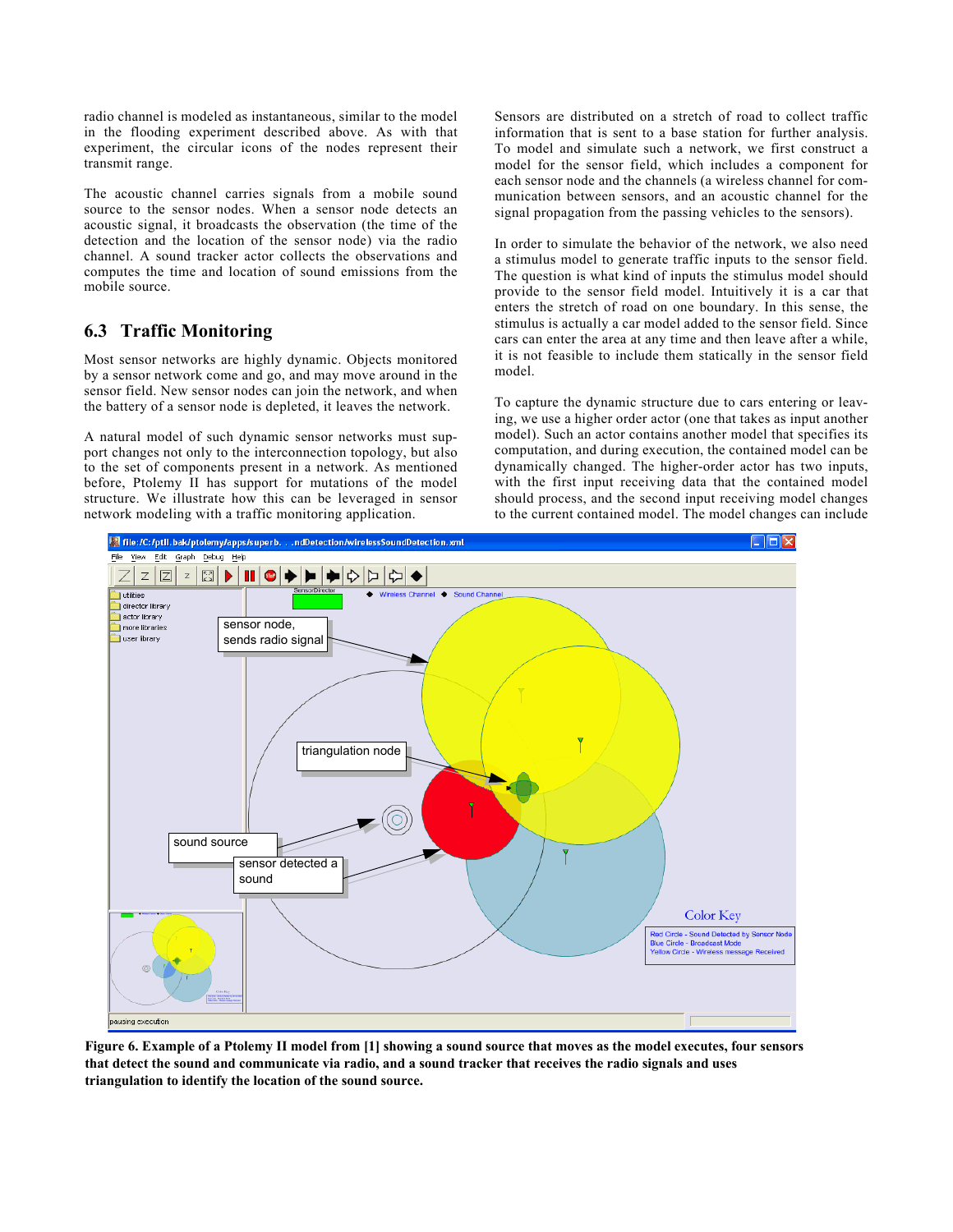radio channel is modeled as instantaneous, similar to the model in the flooding experiment described above. As with that experiment, the circular icons of the nodes represent their transmit range.

The acoustic channel carries signals from a mobile sound source to the sensor nodes. When a sensor node detects an acoustic signal, it broadcasts the observation (the time of the detection and the location of the sensor node) via the radio channel. A sound tracker actor collects the observations and computes the time and location of sound emissions from the mobile source.

## 6.3 Traffic Monitoring

Most sensor networks are highly dynamic. Objects monitored by a sensor network come and go, and may move around in the sensor field. New sensor nodes can join the network, and when the battery of a sensor node is depleted, it leaves the network.

A natural model of such dynamic sensor networks must support changes not only to the interconnection topology, but also to the set of components present in a network. As mentioned before, Ptolemy II has support for mutations of the model structure. We illustrate how this can be leveraged in sensor network modeling with a traffic monitoring application.

Sensors are distributed on a stretch of road to collect traffic information that is sent to a base station for further analysis. To model and simulate such a network, we first construct a model for the sensor field, which includes a component for each sensor node and the channels (a wireless channel for communication between sensors, and an acoustic channel for the signal propagation from the passing vehicles to the sensors).

In order to simulate the behavior of the network, we also need a stimulus model to generate traffic inputs to the sensor field. The question is what kind of inputs the stimulus model should provide to the sensor field model. Intuitively it is a car that enters the stretch of road on one boundary. In this sense, the stimulus is actually a car model added to the sensor field. Since cars can enter the area at any time and then leave after a while, it is not feasible to include them statically in the sensor field model.

To capture the dynamic structure due to cars entering or leaving, we use a higher order actor (one that takes as input another model). Such an actor contains another model that specifies its computation, and during execution, the contained model can be dynamically changed. The higher-order actor has two inputs, with the first input receiving data that the contained model should process, and the second input receiving model changes to the current contained model. The model changes can include

**Figure 6. Example of a Ptolemy II model from [1] showing a sound source that moves as the model executes, four sensors that detect the sound and communicate via radio, and a sound tracker that receives the radio signals and uses triangulation to identify the location of the sound source.**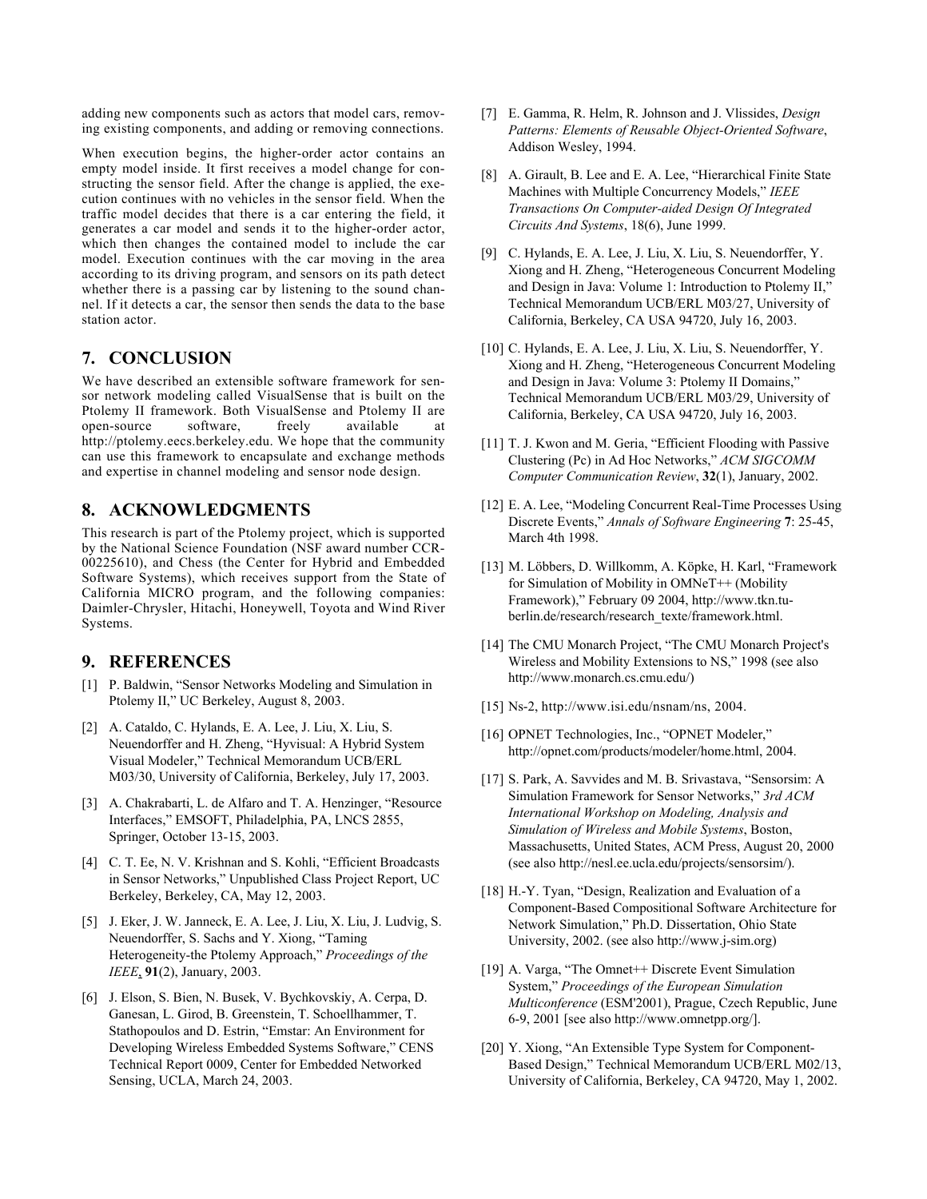adding new components such as actors that model cars, removing existing components, and adding or removing connections.

When execution begins, the higher-order actor contains an empty model inside. It first receives a model change for constructing the sensor field. After the change is applied, the execution continues with no vehicles in the sensor field. When the traffic model decides that there is a car entering the field, it generates a car model and sends it to the higher-order actor, which then changes the contained model to include the car model. Execution continues with the car moving in the area according to its driving program, and sensors on its path detect whether there is a passing car by listening to the sound channel. If it detects a car, the sensor then sends the data to the base station actor.

## 7. CONCLUSION

We have described an extensible software framework for sensor network modeling called VisualSense that is built on the Ptolemy II framework. Both VisualSense and Ptolemy II are open-source software, freely available at http://ptolemy.eecs.berkeley.edu. We hope that the community can use this framework to encapsulate and exchange methods and expertise in channel modeling and sensor node design.

## 8. ACKNOWLEDGMENTS

This research is part of the Ptolemy project, which is supported by the National Science Foundation (NSF award number CCR-00225610), and Chess (the Center for Hybrid and Embedded Software Systems), which receives support from the State of California MICRO program, and the following companies: Daimler-Chrysler, Hitachi, Honeywell, Toyota and Wind River Systems.

## 9. REFERENCES

[1] P. Baldwin, "Sensor Networks Modeling and Simulation in Ptolemy II," UC Berkeley, August 8, 2003.

[2] A. Cataldo, C. Hylands, E. A. Lee, J. Liu, X. Liu, S. Neuendorffer and H. Zheng, "Hyvisual: A Hybrid System Visual Modeler," Technical Memorandum UCB/ERL M03/30, University of California, Berkeley, July 17, 2003.

[3] A. Chakrabarti, L. de Alfaro and T. A. Henzinger, "Resource Interfaces," EMSOFT, Philadelphia, PA, LNCS 2855, Springer, October 13-15, 2003.

[4] C. T. Ee, N. V. Krishnan and S. Kohli, "Efficient Broadcasts in Sensor Networks," Unpublished Class Project Report, UC Berkeley, Berkeley, CA, May 12, 2003.

[5] J. Eker, J. W. Janneck, E. A. Lee, J. Liu, X. Liu, J. Ludvig, S. Neuendorffer, S. Sachs and Y. Xiong, "Taming Heterogeneity-the Ptolemy Approach," *Proceedings of the IEEE*, **91**(2), January, 2003.

[6] J. Elson, S. Bien, N. Busek, V. Bychkovskiy, A. Cerpa, D. Ganesan, L. Girod, B. Greenstein, T. Schoellhammer, T. Stathopoulos and D. Estrin, "Emstar: An Environment for Developing Wireless Embedded Systems Software," CENS Technical Report 0009, Center for Embedded Networked Sensing, UCLA, March 24, 2003.

[7] E. Gamma, R. Helm, R. Johnson and J. Vlissides, *Design Patterns: Elements of Reusable Object-Oriented Software*, Addison Wesley, 1994.

[8] A. Girault, B. Lee and E. A. Lee, "Hierarchical Finite State Machines with Multiple Concurrency Models," *IEEE Transactions On Computer-aided Design Of Integrated Circuits And Systems*, 18(6), June 1999.

[9] C. Hylands, E. A. Lee, J. Liu, X. Liu, S. Neuendorffer, Y. Xiong and H. Zheng, "Heterogeneous Concurrent Modeling and Design in Java: Volume 1: Introduction to Ptolemy II," Technical Memorandum UCB/ERL M03/27, University of California, Berkeley, CA USA 94720, July 16, 2003.

[10] C. Hylands, E. A. Lee, J. Liu, X. Liu, S. Neuendorffer, Y. Xiong and H. Zheng, "Heterogeneous Concurrent Modeling and Design in Java: Volume 3: Ptolemy II Domains," Technical Memorandum UCB/ERL M03/29, University of California, Berkeley, CA USA 94720, July 16, 2003.

[11] T. J. Kwon and M. Geria, "Efficient Flooding with Passive Clustering (Pc) in Ad Hoc Networks," *ACM SIGCOMM Computer Communication Review*, **32**(1), January, 2002.

[12] E. A. Lee, "Modeling Concurrent Real-Time Processes Using Discrete Events," *Annals of Software Engineering* **7**: 25-45, March 4th 1998.

[13] M. Löbbers, D. Willkomm, A. Köpke, H. Karl, "Framework for Simulation of Mobility in OMNeT++ (Mobility Framework)," February 09 2004, http://www.tkn.tu-berlin.de/research/research_texte/framework.html.

[14] The CMU Monarch Project, "The CMU Monarch Project's Wireless and Mobility Extensions to NS," 1998 (see also http://www.monarch.cs.cmu.edu/)

[15] Ns-2, http://www.isi.edu/nsnam/ns, 2004.

[16] OPNET Technologies, Inc., "OPNET Modeler," http://opnet.com/products/modeler/home.html, 2004.

[17] S. Park, A. Savvides and M. B. Srivastava, "Sensorsim: A Simulation Framework for Sensor Networks," *3rd ACM International Workshop on Modeling, Analysis and Simulation of Wireless and Mobile Systems*, Boston, Massachusetts, United States, ACM Press, August 20, 2000 (see also http://nesl.ee.ucla.edu/projects/sensorsim/).

[18] H.-Y. Tyan, "Design, Realization and Evaluation of a Component-Based Compositional Software Architecture for Network Simulation," Ph.D. Dissertation, Ohio State University, 2002. (see also http://www.j-sim.org)

[19] A. Varga, "The Omnet++ Discrete Event Simulation System," *Proceedings of the European Simulation Multiconference* (ESM'2001), Prague, Czech Republic, June 6-9, 2001 [see also http://www.omnetpp.org/].

[20] Y. Xiong, "An Extensible Type System for Component-Based Design," Technical Memorandum UCB/ERL M02/13, University of California, Berkeley, CA 94720, May 1, 2002.